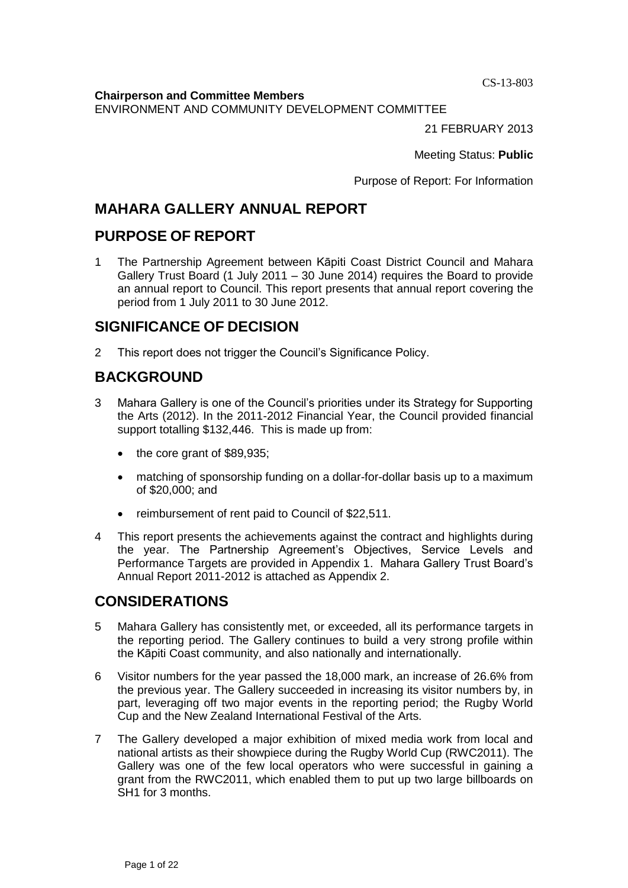CS-13-803

**Chairperson and Committee Members**
ENVIRONMENT AND COMMUNITY DEVELOPMENT COMMITTEE

21 FEBRUARY 2013

Meeting Status: **Public**

Purpose of Report: For Information

# MAHARA GALLERY ANNUAL REPORT

## PURPOSE OF REPORT

1 The Partnership Agreement between Kāpiti Coast District Council and Mahara Gallery Trust Board (1 July 2011 – 30 June 2014) requires the Board to provide an annual report to Council. This report presents that annual report covering the period from 1 July 2011 to 30 June 2012.

## SIGNIFICANCE OF DECISION

2 This report does not trigger the Council's Significance Policy.

## BACKGROUND

3 Mahara Gallery is one of the Council's priorities under its Strategy for Supporting the Arts (2012). In the 2011-2012 Financial Year, the Council provided financial support totalling $132,446. This is made up from:

- the core grant of $89,935;
- matching of sponsorship funding on a dollar-for-dollar basis up to a maximum of $20,000; and
- reimbursement of rent paid to Council of $22,511.

4 This report presents the achievements against the contract and highlights during the year. The Partnership Agreement's Objectives, Service Levels and Performance Targets are provided in Appendix 1. Mahara Gallery Trust Board's Annual Report 2011-2012 is attached as Appendix 2.

## CONSIDERATIONS

5 Mahara Gallery has consistently met, or exceeded, all its performance targets in the reporting period. The Gallery continues to build a very strong profile within the Kāpiti Coast community, and also nationally and internationally.

6 Visitor numbers for the year passed the 18,000 mark, an increase of 26.6% from the previous year. The Gallery succeeded in increasing its visitor numbers by, in part, leveraging off two major events in the reporting period; the Rugby World Cup and the New Zealand International Festival of the Arts.

7 The Gallery developed a major exhibition of mixed media work from local and national artists as their showpiece during the Rugby World Cup (RWC2011). The Gallery was one of the few local operators who were successful in gaining a grant from the RWC2011, which enabled them to put up two large billboards on SH1 for 3 months.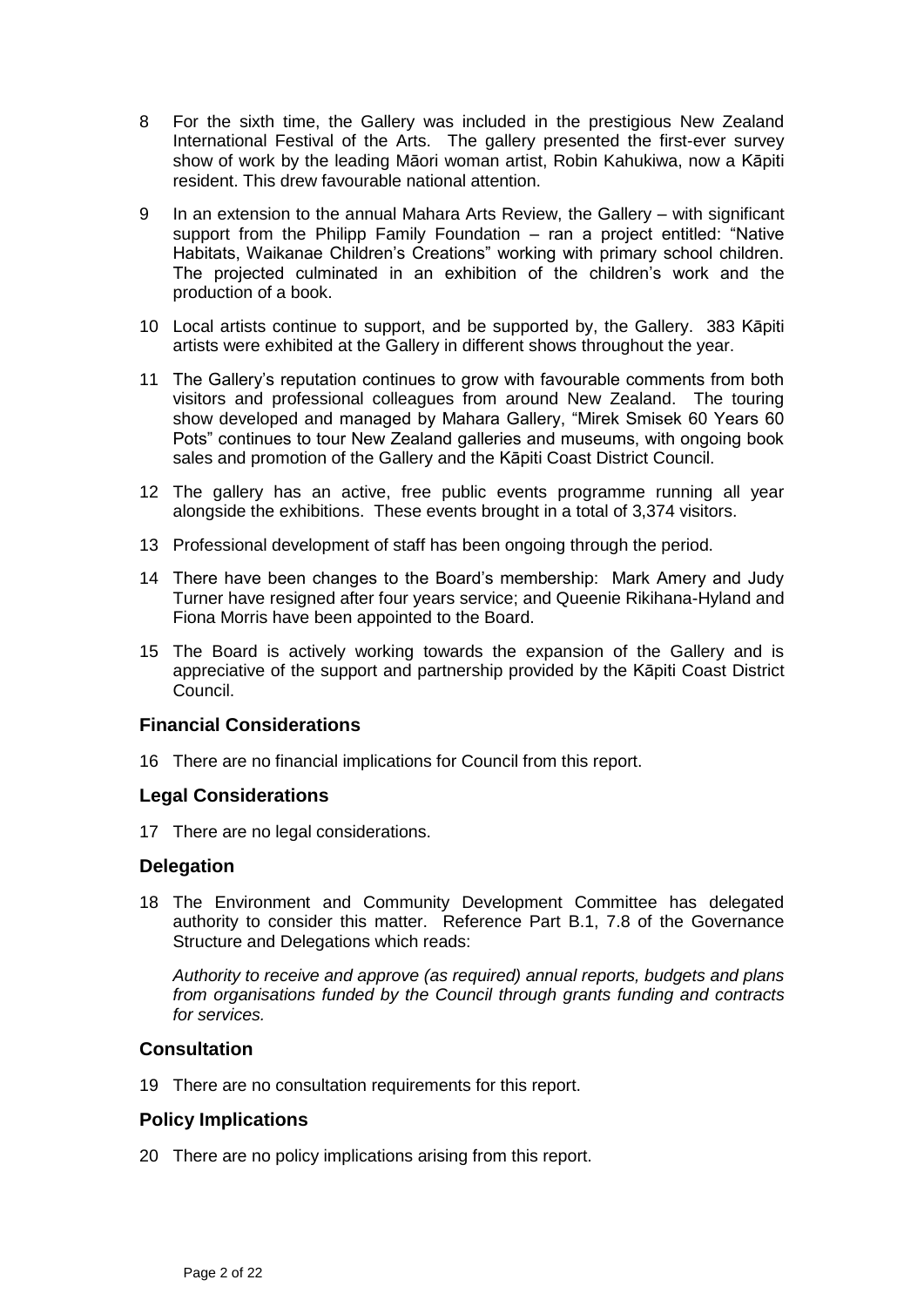8 For the sixth time, the Gallery was included in the prestigious New Zealand International Festival of the Arts. The gallery presented the first-ever survey show of work by the leading Māori woman artist, Robin Kahukiwa, now a Kāpiti resident. This drew favourable national attention.

9 In an extension to the annual Mahara Arts Review, the Gallery – with significant support from the Philipp Family Foundation – ran a project entitled: "Native Habitats, Waikanae Children's Creations" working with primary school children. The projected culminated in an exhibition of the children's work and the production of a book.

10 Local artists continue to support, and be supported by, the Gallery. 383 Kāpiti artists were exhibited at the Gallery in different shows throughout the year.

11 The Gallery's reputation continues to grow with favourable comments from both visitors and professional colleagues from around New Zealand. The touring show developed and managed by Mahara Gallery, "Mirek Smisek 60 Years 60 Pots" continues to tour New Zealand galleries and museums, with ongoing book sales and promotion of the Gallery and the Kāpiti Coast District Council.

12 The gallery has an active, free public events programme running all year alongside the exhibitions. These events brought in a total of 3,374 visitors.

13 Professional development of staff has been ongoing through the period.

14 There have been changes to the Board's membership: Mark Amery and Judy Turner have resigned after four years service; and Queenie Rikihana-Hyland and Fiona Morris have been appointed to the Board.

15 The Board is actively working towards the expansion of the Gallery and is appreciative of the support and partnership provided by the Kāpiti Coast District Council.

## Financial Considerations

16 There are no financial implications for Council from this report.

## Legal Considerations

17 There are no legal considerations.

## Delegation

18 The Environment and Community Development Committee has delegated authority to consider this matter. Reference Part B.1, 7.8 of the Governance Structure and Delegations which reads:

*Authority to receive and approve (as required) annual reports, budgets and plans from organisations funded by the Council through grants funding and contracts for services.*

## Consultation

19 There are no consultation requirements for this report.

## Policy Implications

20 There are no policy implications arising from this report.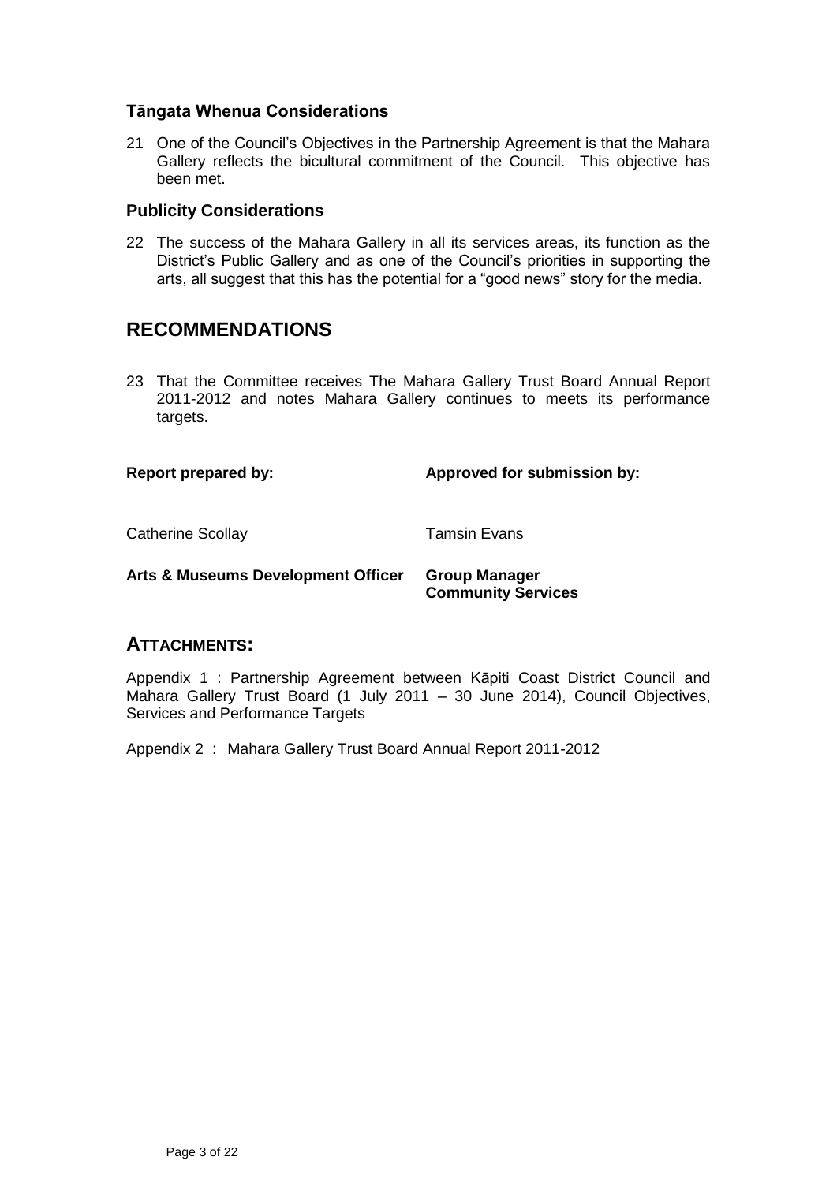### Tāngata Whenua Considerations

21 One of the Council's Objectives in the Partnership Agreement is that the Mahara Gallery reflects the bicultural commitment of the Council. This objective has been met.

### Publicity Considerations

22 The success of the Mahara Gallery in all its services areas, its function as the District's Public Gallery and as one of the Council's priorities in supporting the arts, all suggest that this has the potential for a "good news" story for the media.

## RECOMMENDATIONS

23 That the Committee receives The Mahara Gallery Trust Board Annual Report 2011-2012 and notes Mahara Gallery continues to meets its performance targets.

| **Report prepared by:** | **Approved for submission by:** |
|---|---|
| Catherine Scollay | Tamsin Evans |
| **Arts & Museums Development Officer** | **Group Manager Community Services** |

## ATTACHMENTS:

Appendix 1 : Partnership Agreement between Kāpiti Coast District Council and Mahara Gallery Trust Board (1 July 2011 – 30 June 2014), Council Objectives, Services and Performance Targets

Appendix 2 : Mahara Gallery Trust Board Annual Report 2011-2012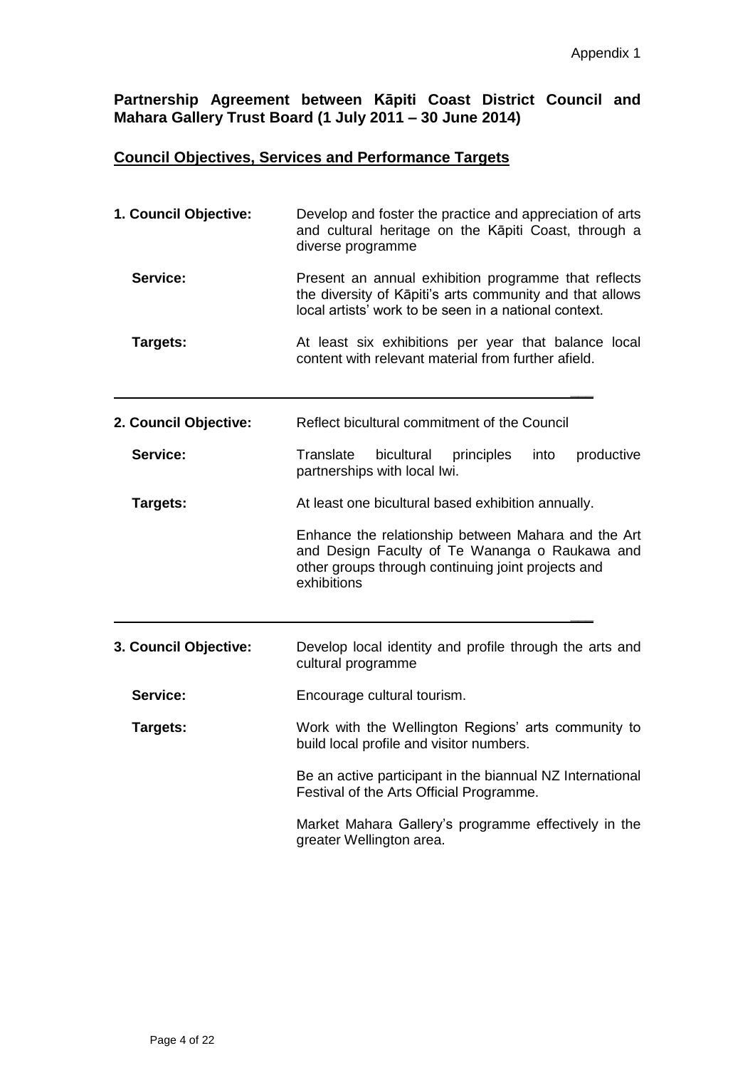Appendix 1

**Partnership Agreement between Kāpiti Coast District Council and Mahara Gallery Trust Board (1 July 2011 – 30 June 2014)**

**Council Objectives, Services and Performance Targets**

| | |
|---|---|
| **1. Council Objective:** | Develop and foster the practice and appreciation of arts and cultural heritage on the Kāpiti Coast, through a diverse programme |
| **Service:** | Present an annual exhibition programme that reflects the diversity of Kāpiti's arts community and that allows local artists' work to be seen in a national context. |
| **Targets:** | At least six exhibitions per year that balance local content with relevant material from further afield. |

---

| | |
|---|---|
| **2. Council Objective:** | Reflect bicultural commitment of the Council |
| **Service:** | Translate bicultural principles into productive partnerships with local Iwi. |
| **Targets:** | At least one bicultural based exhibition annually. |
| | Enhance the relationship between Mahara and the Art and Design Faculty of Te Wananga o Raukawa and other groups through continuing joint projects and exhibitions |

---

| | |
|---|---|
| **3. Council Objective:** | Develop local identity and profile through the arts and cultural programme |
| **Service:** | Encourage cultural tourism. |
| **Targets:** | Work with the Wellington Regions' arts community to build local profile and visitor numbers. |
| | Be an active participant in the biannual NZ International Festival of the Arts Official Programme. |
| | Market Mahara Gallery's programme effectively in the greater Wellington area. |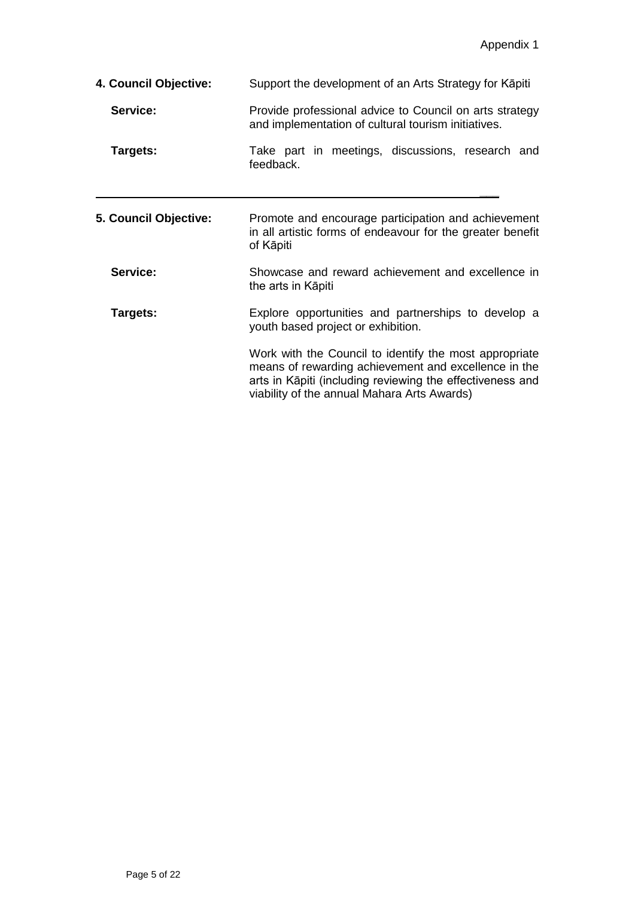Appendix 1

**4. Council Objective:** Support the development of an Arts Strategy for Kāpiti

**Service:** Provide professional advice to Council on arts strategy and implementation of cultural tourism initiatives.

**Targets:** Take part in meetings, discussions, research and feedback.

---

**5. Council Objective:** Promote and encourage participation and achievement in all artistic forms of endeavour for the greater benefit of Kāpiti

**Service:** Showcase and reward achievement and excellence in the arts in Kāpiti

**Targets:** Explore opportunities and partnerships to develop a youth based project or exhibition.

Work with the Council to identify the most appropriate means of rewarding achievement and excellence in the arts in Kāpiti (including reviewing the effectiveness and viability of the annual Mahara Arts Awards)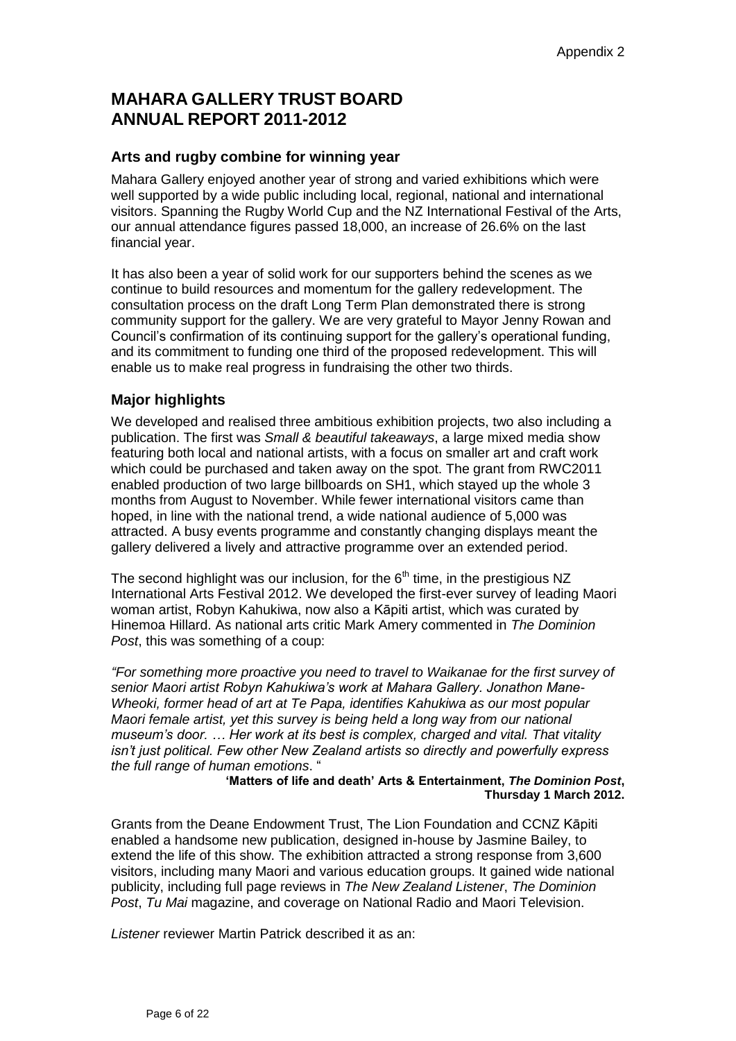# MAHARA GALLERY TRUST BOARD ANNUAL REPORT 2011-2012

## Arts and rugby combine for winning year

Mahara Gallery enjoyed another year of strong and varied exhibitions which were well supported by a wide public including local, regional, national and international visitors. Spanning the Rugby World Cup and the NZ International Festival of the Arts, our annual attendance figures passed 18,000, an increase of 26.6% on the last financial year.

It has also been a year of solid work for our supporters behind the scenes as we continue to build resources and momentum for the gallery redevelopment. The consultation process on the draft Long Term Plan demonstrated there is strong community support for the gallery. We are very grateful to Mayor Jenny Rowan and Council's confirmation of its continuing support for the gallery's operational funding, and its commitment to funding one third of the proposed redevelopment. This will enable us to make real progress in fundraising the other two thirds.

## Major highlights

We developed and realised three ambitious exhibition projects, two also including a publication. The first was *Small & beautiful takeaways*, a large mixed media show featuring both local and national artists, with a focus on smaller art and craft work which could be purchased and taken away on the spot. The grant from RWC2011 enabled production of two large billboards on SH1, which stayed up the whole 3 months from August to November. While fewer international visitors came than hoped, in line with the national trend, a wide national audience of 5,000 was attracted. A busy events programme and constantly changing displays meant the gallery delivered a lively and attractive programme over an extended period.

The second highlight was our inclusion, for the 6th time, in the prestigious NZ International Arts Festival 2012. We developed the first-ever survey of leading Maori woman artist, Robyn Kahukiwa, now also a Kāpiti artist, which was curated by Hinemoa Hillard. As national arts critic Mark Amery commented in *The Dominion Post*, this was something of a coup:

*"For something more proactive you need to travel to Waikanae for the first survey of senior Maori artist Robyn Kahukiwa's work at Mahara Gallery. Jonathon Mane-Wheoki, former head of art at Te Papa, identifies Kahukiwa as our most popular Maori female artist, yet this survey is being held a long way from our national museum's door. … Her work at its best is complex, charged and vital. That vitality isn't just political. Few other New Zealand artists so directly and powerfully express the full range of human emotions*. "

**'Matters of life and death' Arts & Entertainment, *The Dominion Post*, Thursday 1 March 2012.**

Grants from the Deane Endowment Trust, The Lion Foundation and CCNZ Kāpiti enabled a handsome new publication, designed in-house by Jasmine Bailey, to extend the life of this show. The exhibition attracted a strong response from 3,600 visitors, including many Maori and various education groups. It gained wide national publicity, including full page reviews in *The New Zealand Listener*, *The Dominion Post*, *Tu Mai* magazine, and coverage on National Radio and Maori Television.

*Listener* reviewer Martin Patrick described it as an: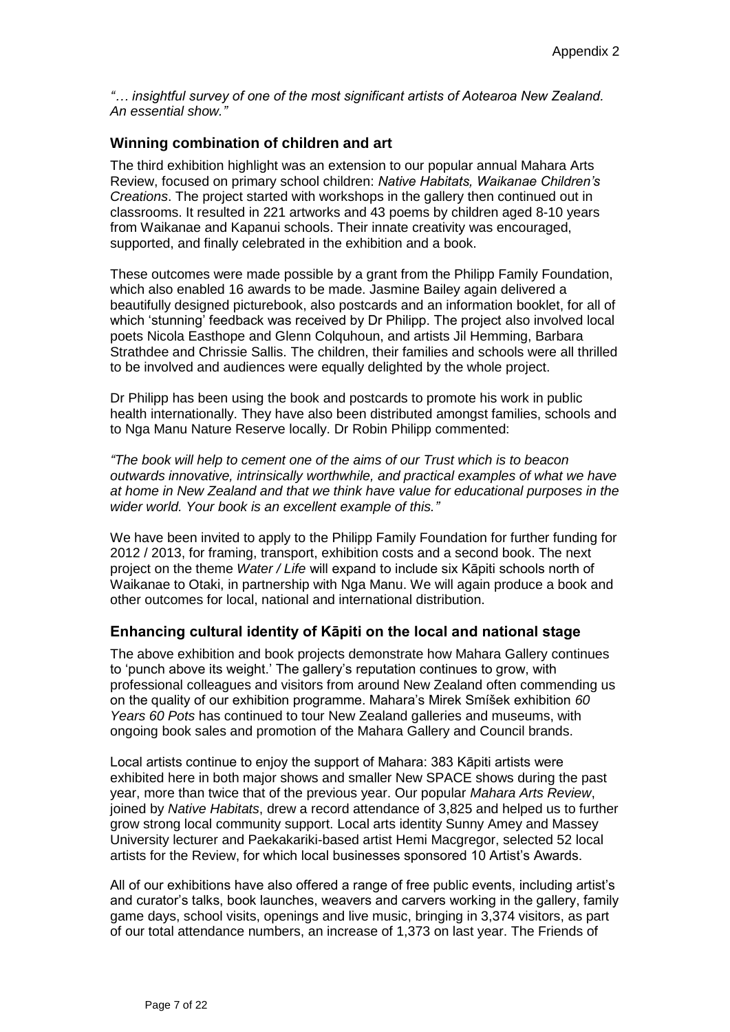*"… insightful survey of one of the most significant artists of Aotearoa New Zealand. An essential show."*

## Winning combination of children and art

The third exhibition highlight was an extension to our popular annual Mahara Arts Review, focused on primary school children: *Native Habitats, Waikanae Children's Creations*. The project started with workshops in the gallery then continued out in classrooms. It resulted in 221 artworks and 43 poems by children aged 8-10 years from Waikanae and Kapanui schools. Their innate creativity was encouraged, supported, and finally celebrated in the exhibition and a book.

These outcomes were made possible by a grant from the Philipp Family Foundation, which also enabled 16 awards to be made. Jasmine Bailey again delivered a beautifully designed picturebook, also postcards and an information booklet, for all of which 'stunning' feedback was received by Dr Philipp. The project also involved local poets Nicola Easthope and Glenn Colquhoun, and artists Jil Hemming, Barbara Strathdee and Chrissie Sallis. The children, their families and schools were all thrilled to be involved and audiences were equally delighted by the whole project.

Dr Philipp has been using the book and postcards to promote his work in public health internationally. They have also been distributed amongst families, schools and to Nga Manu Nature Reserve locally. Dr Robin Philipp commented:

*"The book will help to cement one of the aims of our Trust which is to beacon outwards innovative, intrinsically worthwhile, and practical examples of what we have at home in New Zealand and that we think have value for educational purposes in the wider world. Your book is an excellent example of this."*

We have been invited to apply to the Philipp Family Foundation for further funding for 2012 / 2013, for framing, transport, exhibition costs and a second book. The next project on the theme *Water / Life* will expand to include six Kāpiti schools north of Waikanae to Otaki, in partnership with Nga Manu. We will again produce a book and other outcomes for local, national and international distribution.

## Enhancing cultural identity of Kāpiti on the local and national stage

The above exhibition and book projects demonstrate how Mahara Gallery continues to 'punch above its weight.' The gallery's reputation continues to grow, with professional colleagues and visitors from around New Zealand often commending us on the quality of our exhibition programme. Mahara's Mirek Smíšek exhibition *60 Years 60 Pots* has continued to tour New Zealand galleries and museums, with ongoing book sales and promotion of the Mahara Gallery and Council brands.

Local artists continue to enjoy the support of Mahara: 383 Kāpiti artists were exhibited here in both major shows and smaller New SPACE shows during the past year, more than twice that of the previous year. Our popular *Mahara Arts Review*, joined by *Native Habitats*, drew a record attendance of 3,825 and helped us to further grow strong local community support. Local arts identity Sunny Amey and Massey University lecturer and Paekakariki-based artist Hemi Macgregor, selected 52 local artists for the Review, for which local businesses sponsored 10 Artist's Awards.

All of our exhibitions have also offered a range of free public events, including artist's and curator's talks, book launches, weavers and carvers working in the gallery, family game days, school visits, openings and live music, bringing in 3,374 visitors, as part of our total attendance numbers, an increase of 1,373 on last year. The Friends of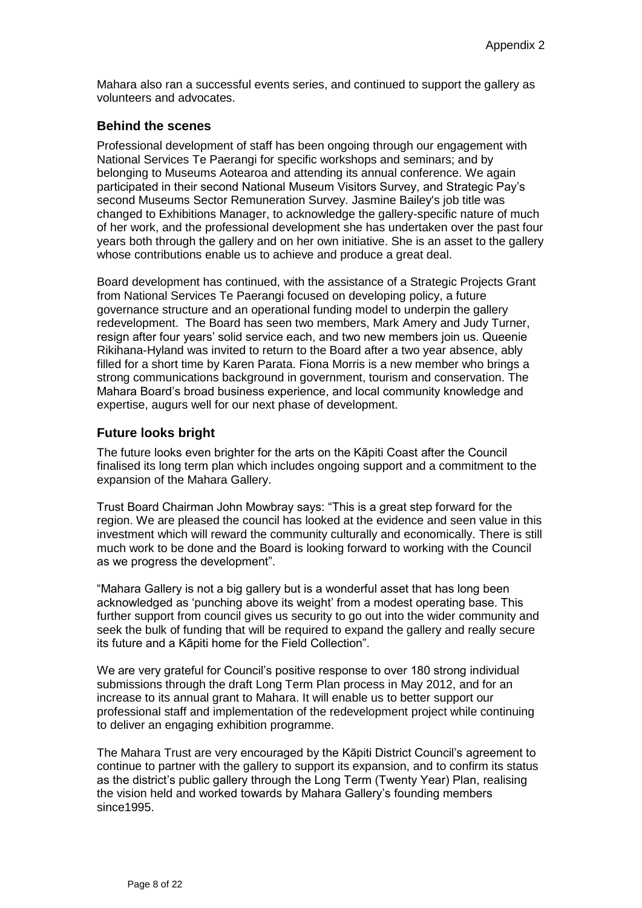Mahara also ran a successful events series, and continued to support the gallery as volunteers and advocates.

## Behind the scenes

Professional development of staff has been ongoing through our engagement with National Services Te Paerangi for specific workshops and seminars; and by belonging to Museums Aotearoa and attending its annual conference. We again participated in their second National Museum Visitors Survey, and Strategic Pay's second Museums Sector Remuneration Survey. Jasmine Bailey's job title was changed to Exhibitions Manager, to acknowledge the gallery-specific nature of much of her work, and the professional development she has undertaken over the past four years both through the gallery and on her own initiative. She is an asset to the gallery whose contributions enable us to achieve and produce a great deal.

Board development has continued, with the assistance of a Strategic Projects Grant from National Services Te Paerangi focused on developing policy, a future governance structure and an operational funding model to underpin the gallery redevelopment. The Board has seen two members, Mark Amery and Judy Turner, resign after four years' solid service each, and two new members join us. Queenie Rikihana-Hyland was invited to return to the Board after a two year absence, ably filled for a short time by Karen Parata. Fiona Morris is a new member who brings a strong communications background in government, tourism and conservation. The Mahara Board's broad business experience, and local community knowledge and expertise, augurs well for our next phase of development.

## Future looks bright

The future looks even brighter for the arts on the Kāpiti Coast after the Council finalised its long term plan which includes ongoing support and a commitment to the expansion of the Mahara Gallery.

Trust Board Chairman John Mowbray says: "This is a great step forward for the region. We are pleased the council has looked at the evidence and seen value in this investment which will reward the community culturally and economically. There is still much work to be done and the Board is looking forward to working with the Council as we progress the development".

"Mahara Gallery is not a big gallery but is a wonderful asset that has long been acknowledged as 'punching above its weight' from a modest operating base. This further support from council gives us security to go out into the wider community and seek the bulk of funding that will be required to expand the gallery and really secure its future and a Kāpiti home for the Field Collection".

We are very grateful for Council's positive response to over 180 strong individual submissions through the draft Long Term Plan process in May 2012, and for an increase to its annual grant to Mahara. It will enable us to better support our professional staff and implementation of the redevelopment project while continuing to deliver an engaging exhibition programme.

The Mahara Trust are very encouraged by the Kāpiti District Council's agreement to continue to partner with the gallery to support its expansion, and to confirm its status as the district's public gallery through the Long Term (Twenty Year) Plan, realising the vision held and worked towards by Mahara Gallery's founding members since1995.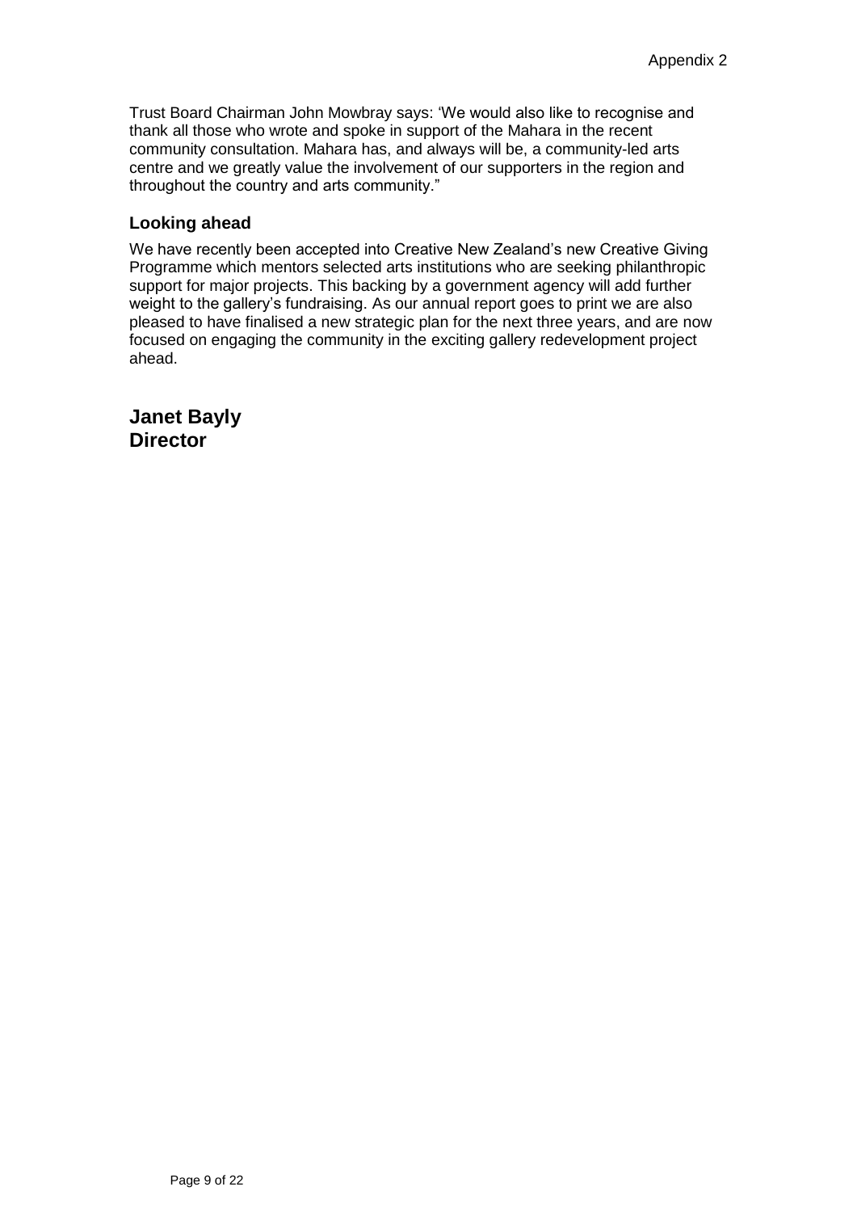Trust Board Chairman John Mowbray says: 'We would also like to recognise and thank all those who wrote and spoke in support of the Mahara in the recent community consultation. Mahara has, and always will be, a community-led arts centre and we greatly value the involvement of our supporters in the region and throughout the country and arts community."

### Looking ahead

We have recently been accepted into Creative New Zealand's new Creative Giving Programme which mentors selected arts institutions who are seeking philanthropic support for major projects. This backing by a government agency will add further weight to the gallery's fundraising. As our annual report goes to print we are also pleased to have finalised a new strategic plan for the next three years, and are now focused on engaging the community in the exciting gallery redevelopment project ahead.

**Janet Bayly**
**Director**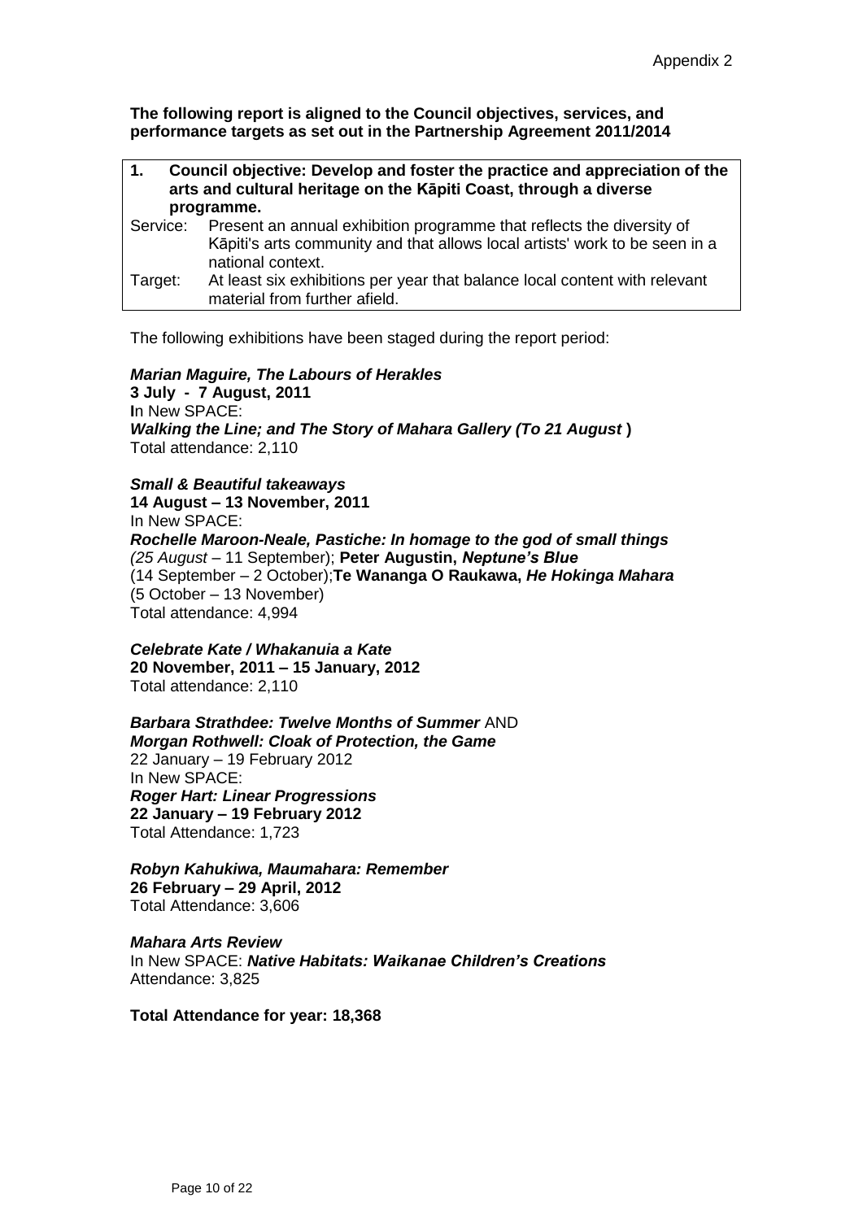Appendix 2

**The following report is aligned to the Council objectives, services, and performance targets as set out in the Partnership Agreement 2011/2014**

| **1.** | **Council objective: Develop and foster the practice and appreciation of the arts and cultural heritage on the Kāpiti Coast, through a diverse programme.** |
|---|---|
| Service: | Present an annual exhibition programme that reflects the diversity of Kāpiti's arts community and that allows local artists' work to be seen in a national context. |
| Target: | At least six exhibitions per year that balance local content with relevant material from further afield. |

The following exhibitions have been staged during the report period:

***Marian Maguire, The Labours of Herakles***
**3 July - 7 August, 2011**
**I**n New SPACE:
***Walking the Line; and The Story of Mahara Gallery (To 21 August* )**
Total attendance: 2,110

***Small & Beautiful takeaways***
**14 August – 13 November, 2011**
In New SPACE:
***Rochelle Maroon-Neale, Pastiche: In homage to the god of small things***
*(25 August* – 11 September); **Peter Augustin, *Neptune's Blue***
(14 September – 2 October);**Te Wananga O Raukawa, *He Hokinga Mahara***
(5 October – 13 November)
Total attendance: 4,994

***Celebrate Kate / Whakanuia a Kate***
**20 November, 2011 – 15 January, 2012**
Total attendance: 2,110

***Barbara Strathdee: Twelve Months of Summer*** AND
***Morgan Rothwell: Cloak of Protection, the Game***
22 January – 19 February 2012
In New SPACE:
***Roger Hart: Linear Progressions***
**22 January – 19 February 2012**
Total Attendance: 1,723

***Robyn Kahukiwa, Maumahara: Remember***
**26 February – 29 April, 2012**
Total Attendance: 3,606

***Mahara Arts Review***
In New SPACE: ***Native Habitats: Waikanae Children's Creations***
Attendance: 3,825

**Total Attendance for year: 18,368**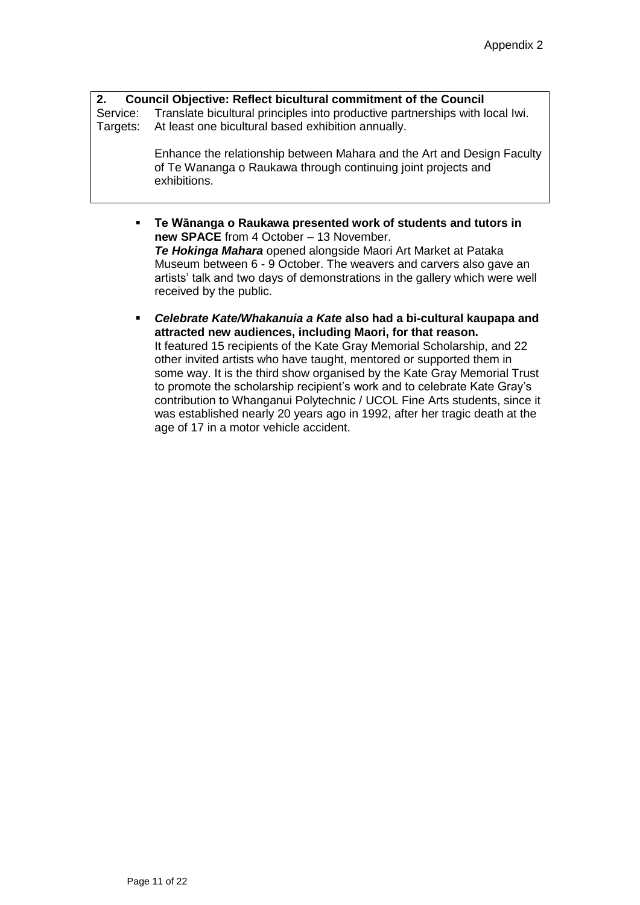Appendix 2

**2. Council Objective: Reflect bicultural commitment of the Council**

Service: Translate bicultural principles into productive partnerships with local Iwi.

Targets: At least one bicultural based exhibition annually.

Enhance the relationship between Mahara and the Art and Design Faculty of Te Wananga o Raukawa through continuing joint projects and exhibitions.

- **Te Wānanga o Raukawa presented work of students and tutors in new SPACE** from 4 October – 13 November.
  ***Te Hokinga Mahara*** opened alongside Maori Art Market at Pataka Museum between 6 - 9 October. The weavers and carvers also gave an artists' talk and two days of demonstrations in the gallery which were well received by the public.

- ***Celebrate Kate/Whakanuia a Kate*** **also had a bi-cultural kaupapa and attracted new audiences, including Maori, for that reason.**
  It featured 15 recipients of the Kate Gray Memorial Scholarship, and 22 other invited artists who have taught, mentored or supported them in some way. It is the third show organised by the Kate Gray Memorial Trust to promote the scholarship recipient's work and to celebrate Kate Gray's contribution to Whanganui Polytechnic / UCOL Fine Arts students, since it was established nearly 20 years ago in 1992, after her tragic death at the age of 17 in a motor vehicle accident.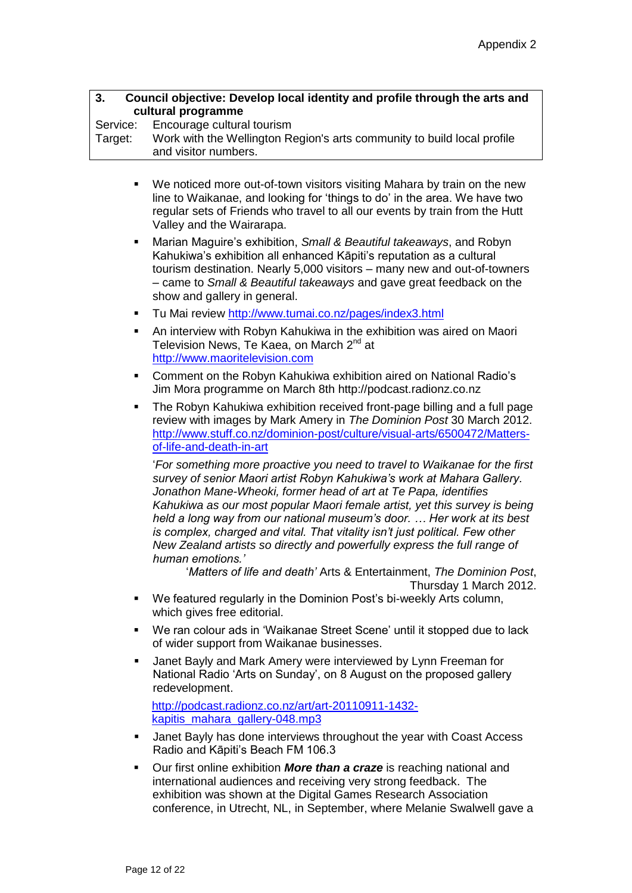**3. Council objective: Develop local identity and profile through the arts and cultural programme**

Service: Encourage cultural tourism
Target: Work with the Wellington Region's arts community to build local profile and visitor numbers.

- We noticed more out-of-town visitors visiting Mahara by train on the new line to Waikanae, and looking for 'things to do' in the area. We have two regular sets of Friends who travel to all our events by train from the Hutt Valley and the Wairarapa.
- Marian Maguire's exhibition, *Small & Beautiful takeaways*, and Robyn Kahukiwa's exhibition all enhanced Kāpiti's reputation as a cultural tourism destination. Nearly 5,000 visitors – many new and out-of-towners – came to *Small & Beautiful takeaways* and gave great feedback on the show and gallery in general.
- Tu Mai review http://www.tumai.co.nz/pages/index3.html
- An interview with Robyn Kahukiwa in the exhibition was aired on Maori Television News, Te Kaea, on March 2nd at http://www.maoritelevision.com
- Comment on the Robyn Kahukiwa exhibition aired on National Radio's Jim Mora programme on March 8th http://podcast.radionz.co.nz
- The Robyn Kahukiwa exhibition received front-page billing and a full page review with images by Mark Amery in *The Dominion Post* 30 March 2012. http://www.stuff.co.nz/dominion-post/culture/visual-arts/6500472/Matters-of-life-and-death-in-art

  '*For something more proactive you need to travel to Waikanae for the first survey of senior Maori artist Robyn Kahukiwa's work at Mahara Gallery. Jonathon Mane-Wheoki, former head of art at Te Papa, identifies Kahukiwa as our most popular Maori female artist, yet this survey is being held a long way from our national museum's door. … Her work at its best is complex, charged and vital. That vitality isn't just political. Few other New Zealand artists so directly and powerfully express the full range of human emotions.'*

  '*Matters of life and death'* Arts & Entertainment, *The Dominion Post*, Thursday 1 March 2012.

- We featured regularly in the Dominion Post's bi-weekly Arts column, which gives free editorial.
- We ran colour ads in 'Waikanae Street Scene' until it stopped due to lack of wider support from Waikanae businesses.
- Janet Bayly and Mark Amery were interviewed by Lynn Freeman for National Radio 'Arts on Sunday', on 8 August on the proposed gallery redevelopment.

  http://podcast.radionz.co.nz/art/art-20110911-1432-kapitis_mahara_gallery-048.mp3

- Janet Bayly has done interviews throughout the year with Coast Access Radio and Kāpiti's Beach FM 106.3
- Our first online exhibition ***More than a craze*** is reaching national and international audiences and receiving very strong feedback. The exhibition was shown at the Digital Games Research Association conference, in Utrecht, NL, in September, where Melanie Swalwell gave a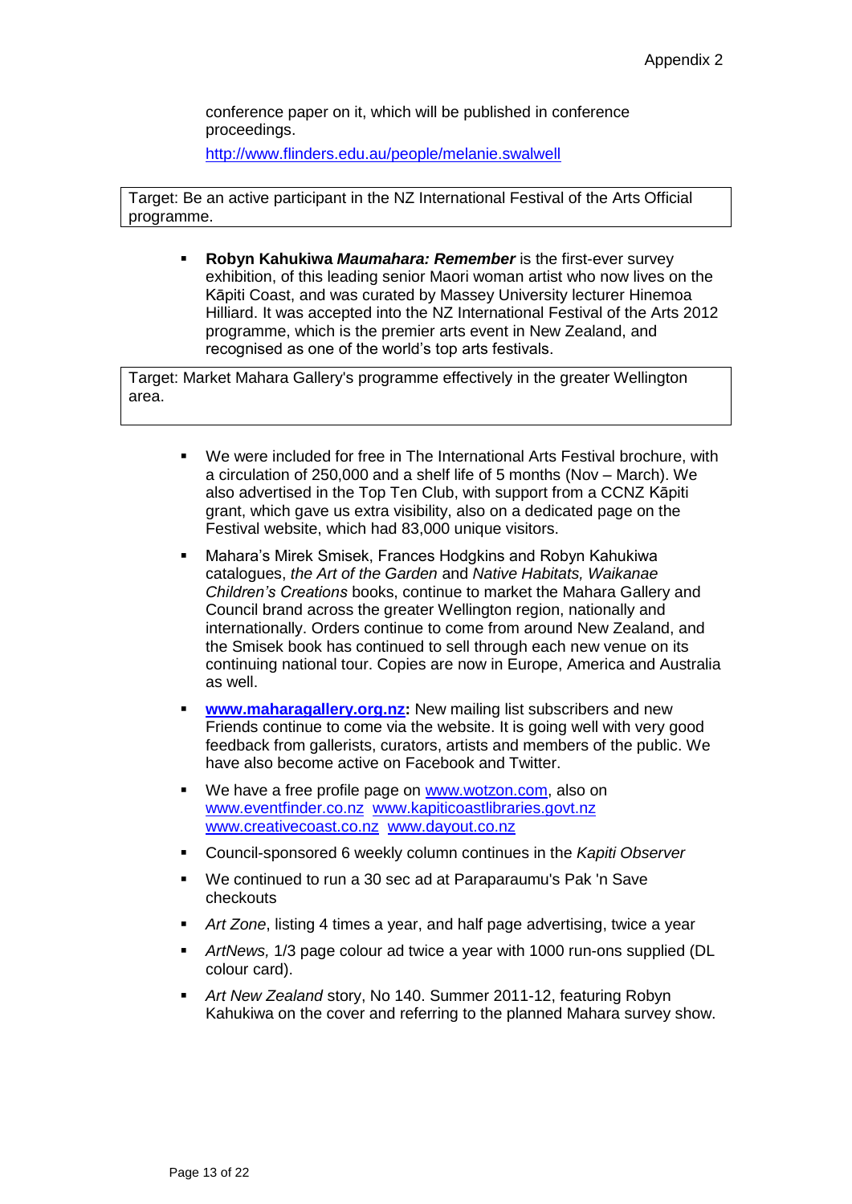conference paper on it, which will be published in conference proceedings.

http://www.flinders.edu.au/people/melanie.swalwell

Target: Be an active participant in the NZ International Festival of the Arts Official programme.

- **Robyn Kahukiwa *Maumahara: Remember*** is the first-ever survey exhibition, of this leading senior Maori woman artist who now lives on the Kāpiti Coast, and was curated by Massey University lecturer Hinemoa Hilliard. It was accepted into the NZ International Festival of the Arts 2012 programme, which is the premier arts event in New Zealand, and recognised as one of the world's top arts festivals.

Target: Market Mahara Gallery's programme effectively in the greater Wellington area.

- We were included for free in The International Arts Festival brochure, with a circulation of 250,000 and a shelf life of 5 months (Nov – March). We also advertised in the Top Ten Club, with support from a CCNZ Kāpiti grant, which gave us extra visibility, also on a dedicated page on the Festival website, which had 83,000 unique visitors.
- Mahara's Mirek Smisek, Frances Hodgkins and Robyn Kahukiwa catalogues, *the Art of the Garden* and *Native Habitats, Waikanae Children's Creations* books, continue to market the Mahara Gallery and Council brand across the greater Wellington region, nationally and internationally. Orders continue to come from around New Zealand, and the Smisek book has continued to sell through each new venue on its continuing national tour. Copies are now in Europe, America and Australia as well.
- **www.maharagallery.org.nz:** New mailing list subscribers and new Friends continue to come via the website. It is going well with very good feedback from gallerists, curators, artists and members of the public. We have also become active on Facebook and Twitter.
- We have a free profile page on www.wotzon.com, also on www.eventfinder.co.nz www.kapiticoastlibraries.govt.nz www.creativecoast.co.nz www.dayout.co.nz
- Council-sponsored 6 weekly column continues in the *Kapiti Observer*
- We continued to run a 30 sec ad at Paraparaumu's Pak 'n Save checkouts
- *Art Zone*, listing 4 times a year, and half page advertising, twice a year
- *ArtNews,* 1/3 page colour ad twice a year with 1000 run-ons supplied (DL colour card).
- *Art New Zealand* story, No 140. Summer 2011-12, featuring Robyn Kahukiwa on the cover and referring to the planned Mahara survey show.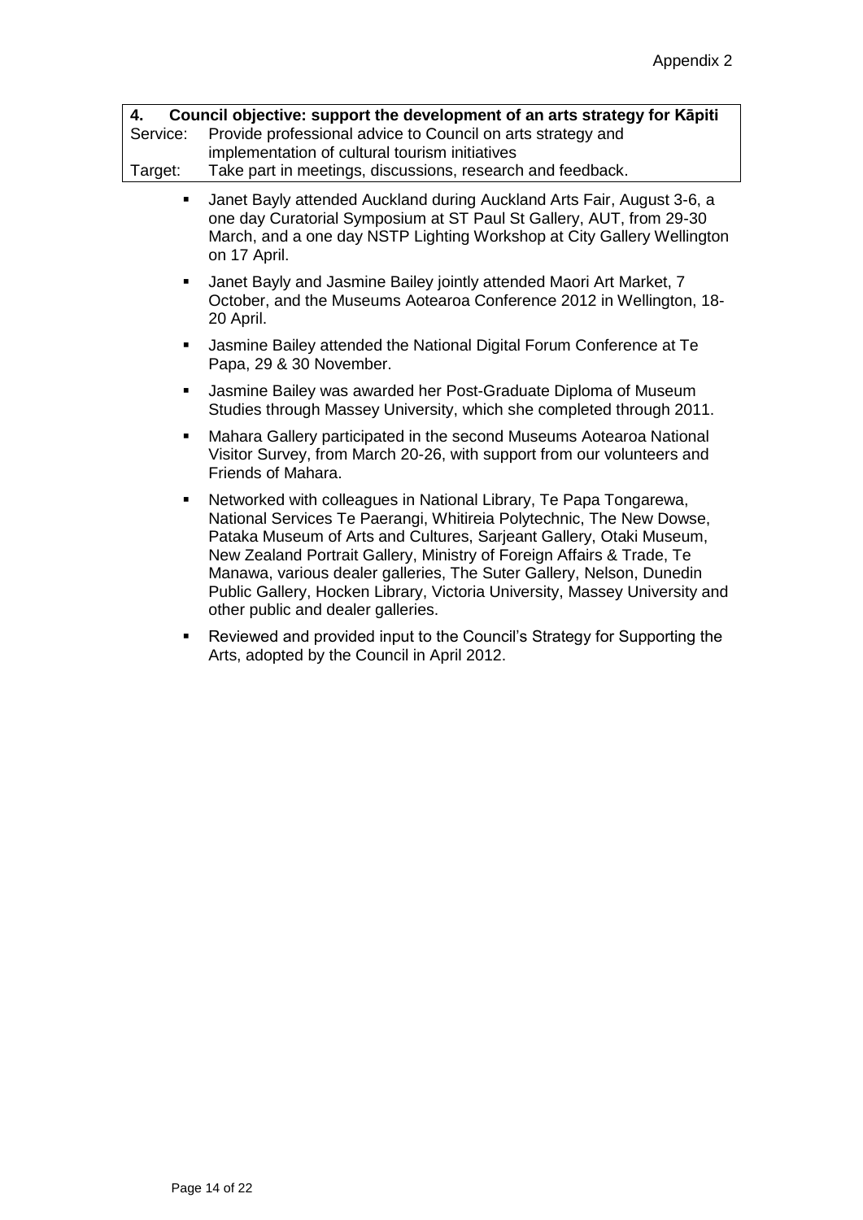Appendix 2

**4. Council objective: support the development of an arts strategy for Kāpiti**

Service: Provide professional advice to Council on arts strategy and implementation of cultural tourism initiatives

Target: Take part in meetings, discussions, research and feedback.

- Janet Bayly attended Auckland during Auckland Arts Fair, August 3-6, a one day Curatorial Symposium at ST Paul St Gallery, AUT, from 29-30 March, and a one day NSTP Lighting Workshop at City Gallery Wellington on 17 April.
- Janet Bayly and Jasmine Bailey jointly attended Maori Art Market, 7 October, and the Museums Aotearoa Conference 2012 in Wellington, 18-20 April.
- Jasmine Bailey attended the National Digital Forum Conference at Te Papa, 29 & 30 November.
- Jasmine Bailey was awarded her Post-Graduate Diploma of Museum Studies through Massey University, which she completed through 2011.
- Mahara Gallery participated in the second Museums Aotearoa National Visitor Survey, from March 20-26, with support from our volunteers and Friends of Mahara.
- Networked with colleagues in National Library, Te Papa Tongarewa, National Services Te Paerangi, Whitireia Polytechnic, The New Dowse, Pataka Museum of Arts and Cultures, Sarjeant Gallery, Otaki Museum, New Zealand Portrait Gallery, Ministry of Foreign Affairs & Trade, Te Manawa, various dealer galleries, The Suter Gallery, Nelson, Dunedin Public Gallery, Hocken Library, Victoria University, Massey University and other public and dealer galleries.
- Reviewed and provided input to the Council's Strategy for Supporting the Arts, adopted by the Council in April 2012.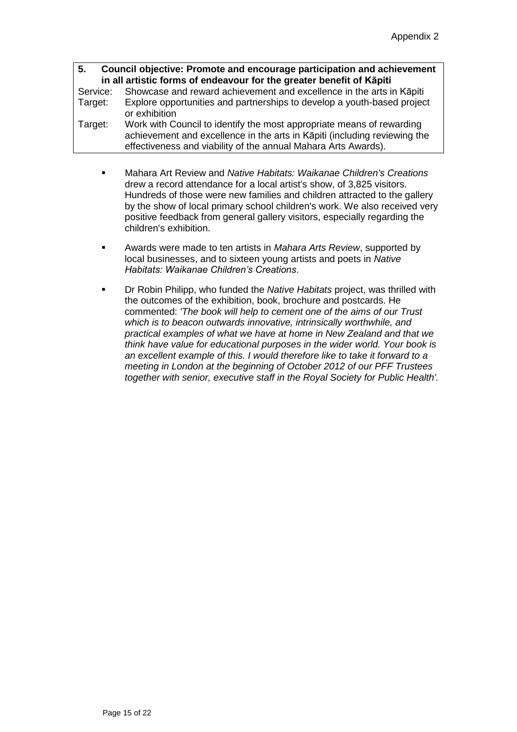Appendix 2

**5. Council objective: Promote and encourage participation and achievement in all artistic forms of endeavour for the greater benefit of Kāpiti**

Service: Showcase and reward achievement and excellence in the arts in Kāpiti

Target: Explore opportunities and partnerships to develop a youth-based project or exhibition

Target: Work with Council to identify the most appropriate means of rewarding achievement and excellence in the arts in Kāpiti (including reviewing the effectiveness and viability of the annual Mahara Arts Awards).

- Mahara Art Review and *Native Habitats: Waikanae Children's Creations* drew a record attendance for a local artist's show, of 3,825 visitors. Hundreds of those were new families and children attracted to the gallery by the show of local primary school children's work. We also received very positive feedback from general gallery visitors, especially regarding the children's exhibition.
- Awards were made to ten artists in *Mahara Arts Review*, supported by local businesses, and to sixteen young artists and poets in *Native Habitats: Waikanae Children's Creations*.
- Dr Robin Philipp, who funded the *Native Habitats* project, was thrilled with the outcomes of the exhibition, book, brochure and postcards. He commented: *'The book will help to cement one of the aims of our Trust which is to beacon outwards innovative, intrinsically worthwhile, and practical examples of what we have at home in New Zealand and that we think have value for educational purposes in the wider world. Your book is an excellent example of this. I would therefore like to take it forward to a meeting in London at the beginning of October 2012 of our PFF Trustees together with senior, executive staff in the Royal Society for Public Health'.*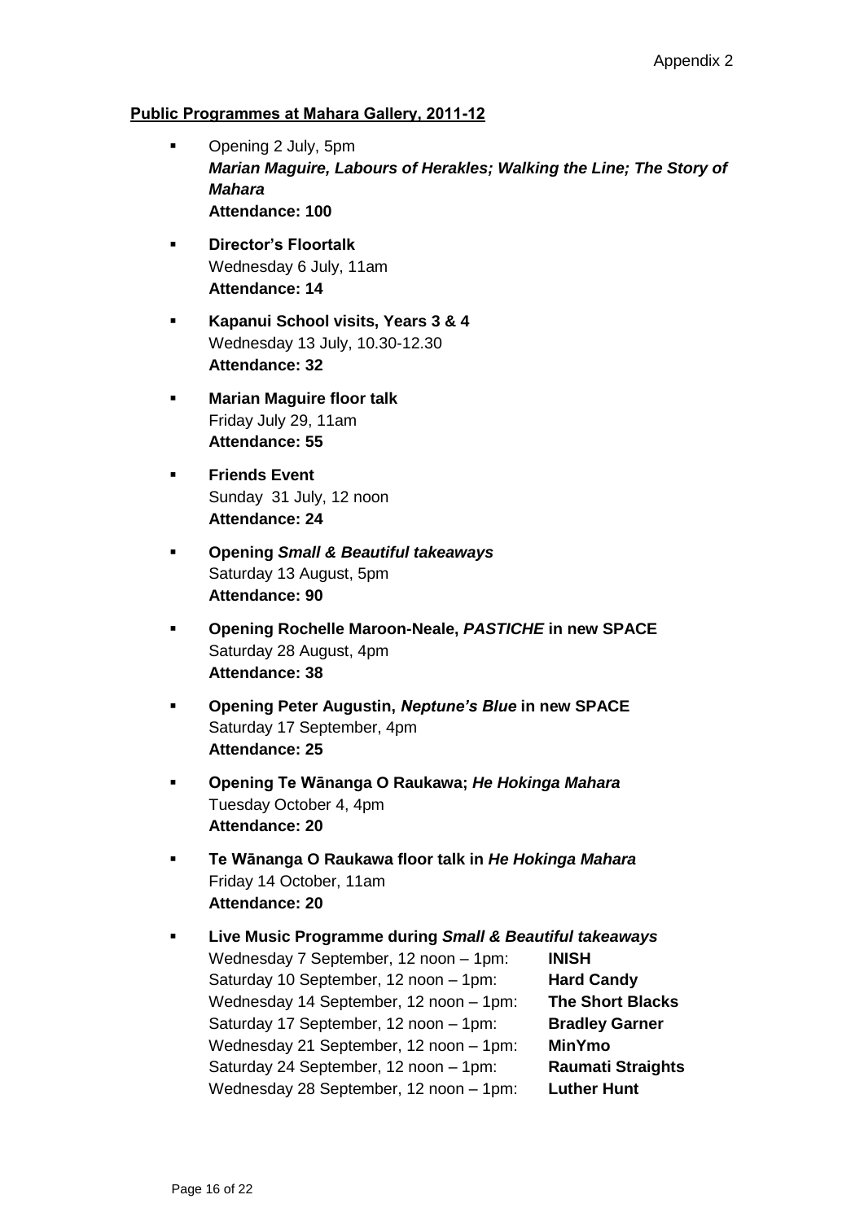Appendix 2

**Public Programmes at Mahara Gallery, 2011-12**

- Opening 2 July, 5pm
  ***Marian Maguire, Labours of Herakles; Walking the Line; The Story of Mahara***
  **Attendance: 100**
- **Director's Floortalk**
  Wednesday 6 July, 11am
  **Attendance: 14**
- **Kapanui School visits, Years 3 & 4**
  Wednesday 13 July, 10.30-12.30
  **Attendance: 32**
- **Marian Maguire floor talk**
  Friday July 29, 11am
  **Attendance: 55**
- **Friends Event**
  Sunday 31 July, 12 noon
  **Attendance: 24**
- **Opening *Small & Beautiful takeaways***
  Saturday 13 August, 5pm
  **Attendance: 90**
- **Opening Rochelle Maroon-Neale, *PASTICHE* in new SPACE**
  Saturday 28 August, 4pm
  **Attendance: 38**
- **Opening Peter Augustin, *Neptune's Blue* in new SPACE**
  Saturday 17 September, 4pm
  **Attendance: 25**
- **Opening Te Wānanga O Raukawa; *He Hokinga Mahara***
  Tuesday October 4, 4pm
  **Attendance: 20**
- **Te Wānanga O Raukawa floor talk in *He Hokinga Mahara***
  Friday 14 October, 11am
  **Attendance: 20**
- **Live Music Programme during *Small & Beautiful takeaways***
  Wednesday 7 September, 12 noon – 1pm: **INISH**
  Saturday 10 September, 12 noon – 1pm: **Hard Candy**
  Wednesday 14 September, 12 noon – 1pm: **The Short Blacks**
  Saturday 17 September, 12 noon – 1pm: **Bradley Garner**
  Wednesday 21 September, 12 noon – 1pm: **MinYmo**
  Saturday 24 September, 12 noon – 1pm: **Raumati Straights**
  Wednesday 28 September, 12 noon – 1pm: **Luther Hunt**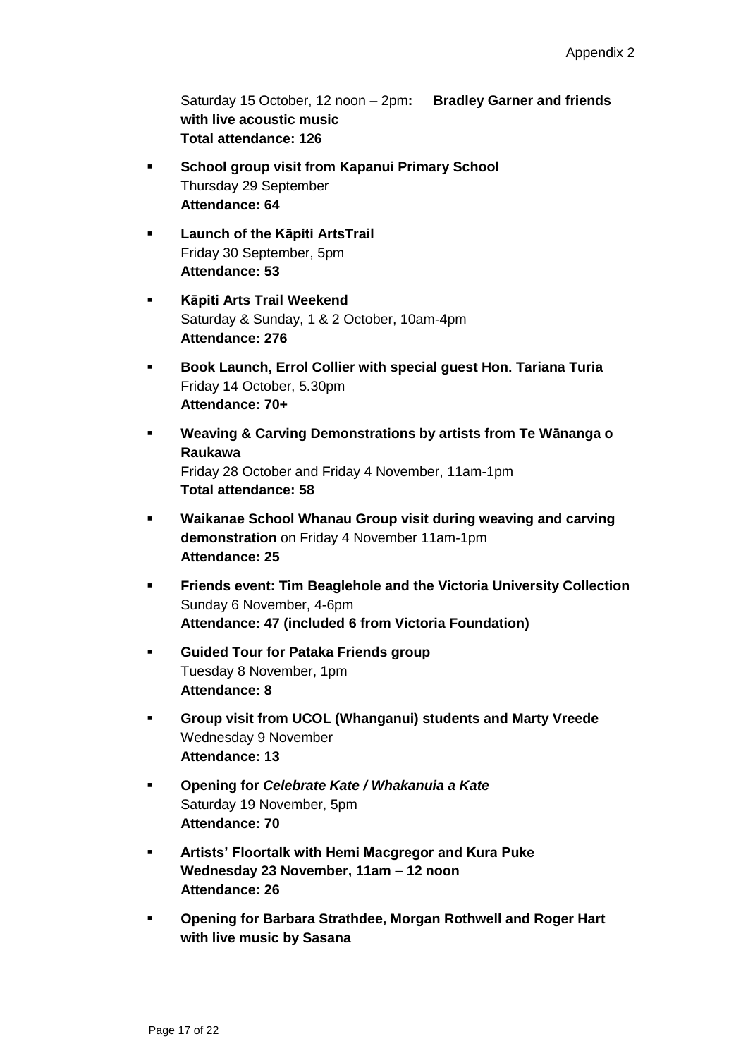Saturday 15 October, 12 noon – 2pm**: Bradley Garner and friends with live acoustic music**
**Total attendance: 126**

- **School group visit from Kapanui Primary School**
  Thursday 29 September
  **Attendance: 64**

- **Launch of the Kāpiti ArtsTrail**
  Friday 30 September, 5pm
  **Attendance: 53**

- **Kāpiti Arts Trail Weekend**
  Saturday & Sunday, 1 & 2 October, 10am-4pm
  **Attendance: 276**

- **Book Launch, Errol Collier with special guest Hon. Tariana Turia**
  Friday 14 October, 5.30pm
  **Attendance: 70+**

- **Weaving & Carving Demonstrations by artists from Te Wānanga o Raukawa**
  Friday 28 October and Friday 4 November, 11am-1pm
  **Total attendance: 58**

- **Waikanae School Whanau Group visit during weaving and carving demonstration** on Friday 4 November 11am-1pm
  **Attendance: 25**

- **Friends event: Tim Beaglehole and the Victoria University Collection**
  Sunday 6 November, 4-6pm
  **Attendance: 47 (included 6 from Victoria Foundation)**

- **Guided Tour for Pataka Friends group**
  Tuesday 8 November, 1pm
  **Attendance: 8**

- **Group visit from UCOL (Whanganui) students and Marty Vreede**
  Wednesday 9 November
  **Attendance: 13**

- **Opening for *Celebrate Kate / Whakanuia a Kate***
  Saturday 19 November, 5pm
  **Attendance: 70**

- **Artists' Floortalk with Hemi Macgregor and Kura Puke**
  **Wednesday 23 November, 11am – 12 noon**
  **Attendance: 26**

- **Opening for Barbara Strathdee, Morgan Rothwell and Roger Hart with live music by Sasana**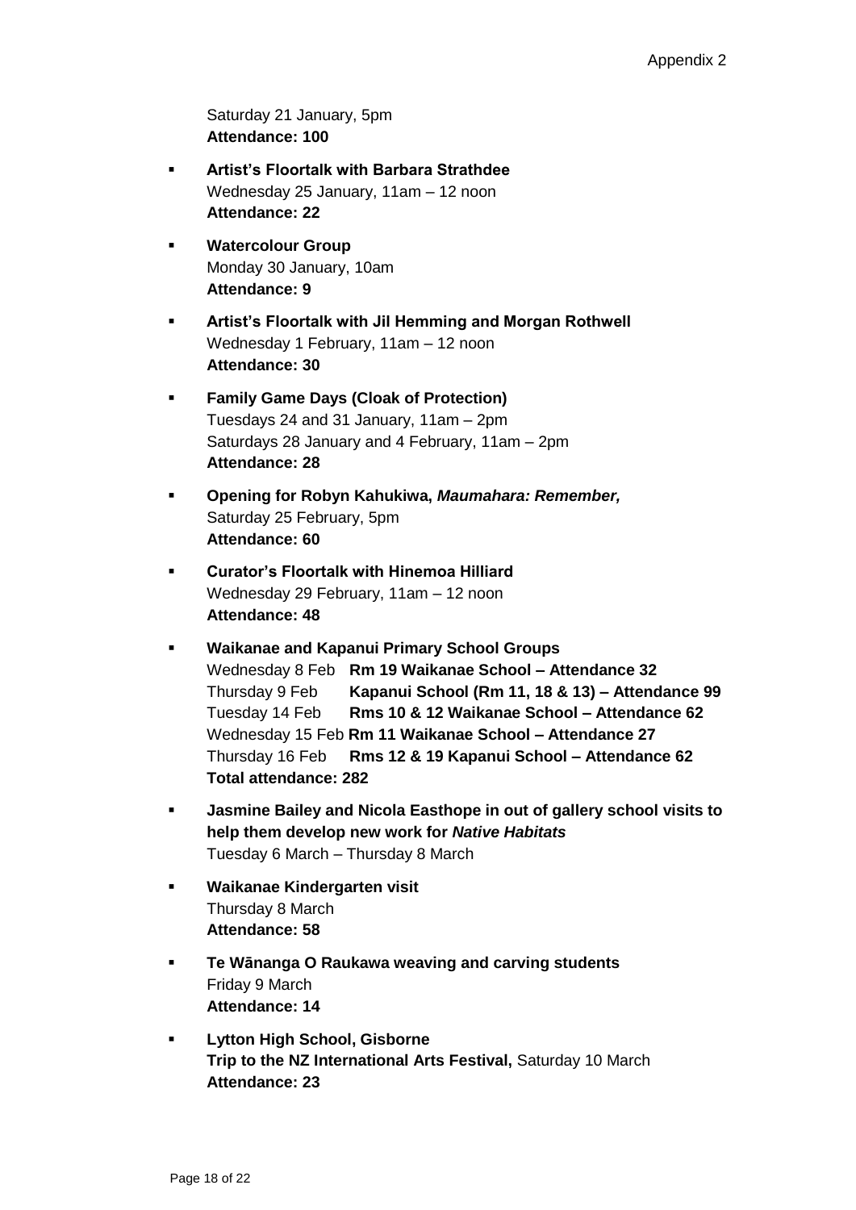Saturday 21 January, 5pm
**Attendance: 100**

- **Artist's Floortalk with Barbara Strathdee**
  Wednesday 25 January, 11am – 12 noon
  **Attendance: 22**

- **Watercolour Group**
  Monday 30 January, 10am
  **Attendance: 9**

- **Artist's Floortalk with Jil Hemming and Morgan Rothwell**
  Wednesday 1 February, 11am – 12 noon
  **Attendance: 30**

- **Family Game Days (Cloak of Protection)**
  Tuesdays 24 and 31 January, 11am – 2pm
  Saturdays 28 January and 4 February, 11am – 2pm
  **Attendance: 28**

- **Opening for Robyn Kahukiwa, *Maumahara: Remember,***
  Saturday 25 February, 5pm
  **Attendance: 60**

- **Curator's Floortalk with Hinemoa Hilliard**
  Wednesday 29 February, 11am – 12 noon
  **Attendance: 48**

- **Waikanae and Kapanui Primary School Groups**
  Wednesday 8 Feb **Rm 19 Waikanae School – Attendance 32**
  Thursday 9 Feb **Kapanui School (Rm 11, 18 & 13) – Attendance 99**
  Tuesday 14 Feb **Rms 10 & 12 Waikanae School – Attendance 62**
  Wednesday 15 Feb **Rm 11 Waikanae School – Attendance 27**
  Thursday 16 Feb **Rms 12 & 19 Kapanui School – Attendance 62**
  **Total attendance: 282**

- **Jasmine Bailey and Nicola Easthope in out of gallery school visits to help them develop new work for *Native Habitats***
  Tuesday 6 March – Thursday 8 March

- **Waikanae Kindergarten visit**
  Thursday 8 March
  **Attendance: 58**

- **Te Wānanga O Raukawa weaving and carving students**
  Friday 9 March
  **Attendance: 14**

- **Lytton High School, Gisborne**
  **Trip to the NZ International Arts Festival,** Saturday 10 March
  **Attendance: 23**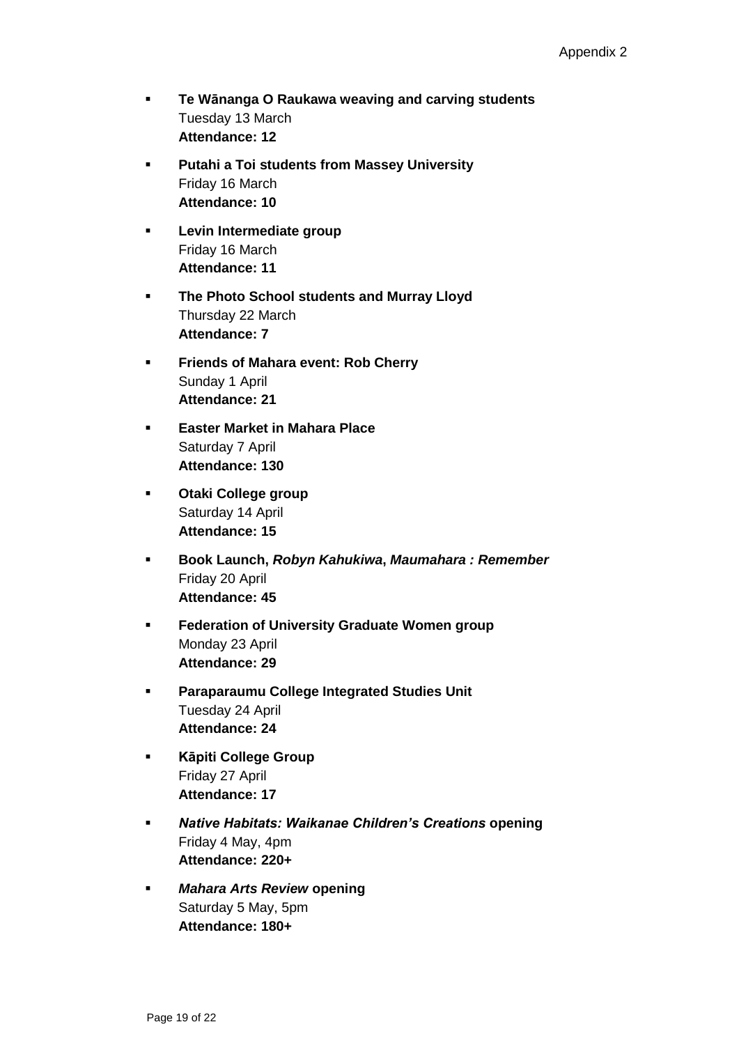- **Te Wānanga O Raukawa weaving and carving students**
  Tuesday 13 March
  **Attendance: 12**

- **Putahi a Toi students from Massey University**
  Friday 16 March
  **Attendance: 10**

- **Levin Intermediate group**
  Friday 16 March
  **Attendance: 11**

- **The Photo School students and Murray Lloyd**
  Thursday 22 March
  **Attendance: 7**

- **Friends of Mahara event: Rob Cherry**
  Sunday 1 April
  **Attendance: 21**

- **Easter Market in Mahara Place**
  Saturday 7 April
  **Attendance: 130**

- **Otaki College group**
  Saturday 14 April
  **Attendance: 15**

- **Book Launch, *Robyn Kahukiwa*, *Maumahara : Remember***
  Friday 20 April
  **Attendance: 45**

- **Federation of University Graduate Women group**
  Monday 23 April
  **Attendance: 29**

- **Paraparaumu College Integrated Studies Unit**
  Tuesday 24 April
  **Attendance: 24**

- **Kāpiti College Group**
  Friday 27 April
  **Attendance: 17**

- ***Native Habitats: Waikanae Children's Creations* opening**
  Friday 4 May, 4pm
  **Attendance: 220+**

- ***Mahara Arts Review* opening**
  Saturday 5 May, 5pm
  **Attendance: 180+**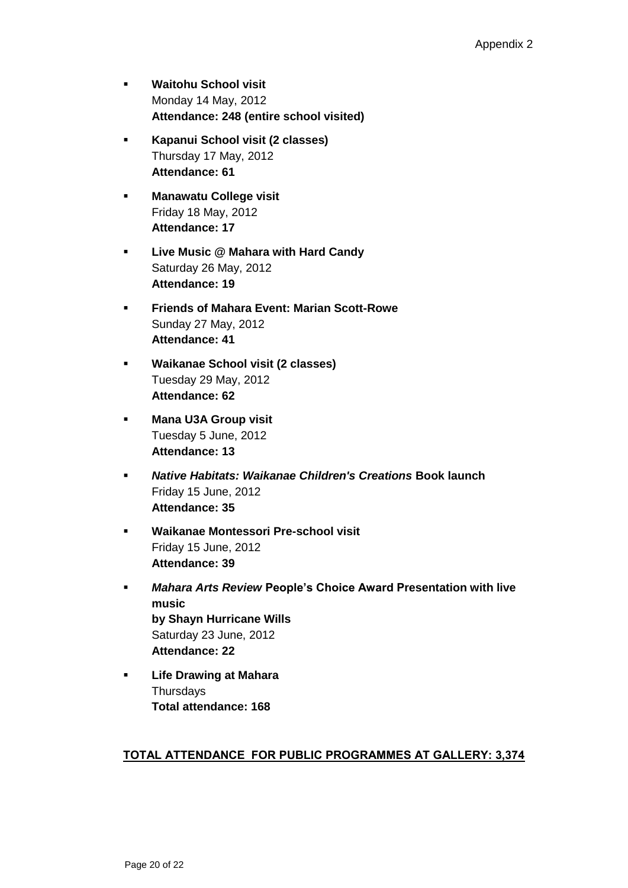- **Waitohu School visit**
  Monday 14 May, 2012
  **Attendance: 248 (entire school visited)**
- **Kapanui School visit (2 classes)**
  Thursday 17 May, 2012
  **Attendance: 61**
- **Manawatu College visit**
  Friday 18 May, 2012
  **Attendance: 17**
- **Live Music @ Mahara with Hard Candy**
  Saturday 26 May, 2012
  **Attendance: 19**
- **Friends of Mahara Event: Marian Scott-Rowe**
  Sunday 27 May, 2012
  **Attendance: 41**
- **Waikanae School visit (2 classes)**
  Tuesday 29 May, 2012
  **Attendance: 62**
- **Mana U3A Group visit**
  Tuesday 5 June, 2012
  **Attendance: 13**
- ***Native Habitats: Waikanae Children's Creations* Book launch**
  Friday 15 June, 2012
  **Attendance: 35**
- **Waikanae Montessori Pre-school visit**
  Friday 15 June, 2012
  **Attendance: 39**
- ***Mahara Arts Review* People's Choice Award Presentation with live music by Shayn Hurricane Wills**
  Saturday 23 June, 2012
  **Attendance: 22**
- **Life Drawing at Mahara**
  Thursdays
  **Total attendance: 168**

**<u>TOTAL ATTENDANCE FOR PUBLIC PROGRAMMES AT GALLERY: 3,374</u>**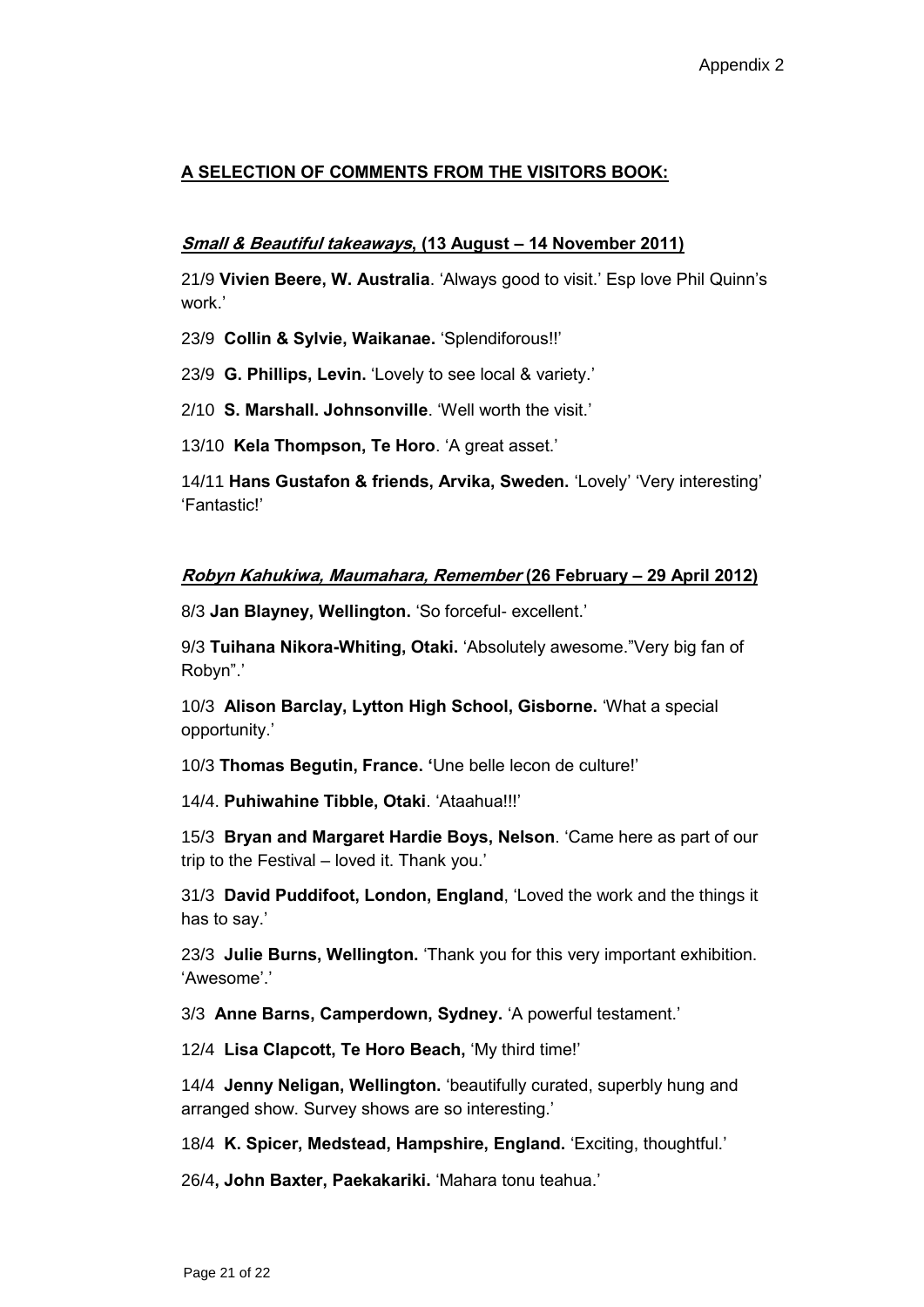Appendix 2

**A SELECTION OF COMMENTS FROM THE VISITORS BOOK:**

***Small & Beautiful takeaways*, (13 August – 14 November 2011)**

21/9 **Vivien Beere, W. Australia**. 'Always good to visit.' Esp love Phil Quinn's work.'

23/9 **Collin & Sylvie, Waikanae.** 'Splendiforous!!'

23/9 **G. Phillips, Levin.** 'Lovely to see local & variety.'

2/10 **S. Marshall. Johnsonville**. 'Well worth the visit.'

13/10 **Kela Thompson, Te Horo**. 'A great asset.'

14/11 **Hans Gustafon & friends, Arvika, Sweden.** 'Lovely' 'Very interesting' 'Fantastic!'

***Robyn Kahukiwa, Maumahara, Remember* (26 February – 29 April 2012)**

8/3 **Jan Blayney, Wellington.** 'So forceful- excellent.'

9/3 **Tuihana Nikora-Whiting, Otaki.** 'Absolutely awesome."Very big fan of Robyn".'

10/3 **Alison Barclay, Lytton High School, Gisborne.** 'What a special opportunity.'

10/3 **Thomas Begutin, France. '**Une belle lecon de culture!'

14/4. **Puhiwahine Tibble, Otaki**. 'Ataahua!!!'

15/3 **Bryan and Margaret Hardie Boys, Nelson**. 'Came here as part of our trip to the Festival – loved it. Thank you.'

31/3 **David Puddifoot, London, England**, 'Loved the work and the things it has to say.'

23/3 **Julie Burns, Wellington.** 'Thank you for this very important exhibition. 'Awesome'.'

3/3 **Anne Barns, Camperdown, Sydney.** 'A powerful testament.'

12/4 **Lisa Clapcott, Te Horo Beach,** 'My third time!'

14/4 **Jenny Neligan, Wellington.** 'beautifully curated, superbly hung and arranged show. Survey shows are so interesting.'

18/4 **K. Spicer, Medstead, Hampshire, England.** 'Exciting, thoughtful.'

26/4**, John Baxter, Paekakariki.** 'Mahara tonu teahua.'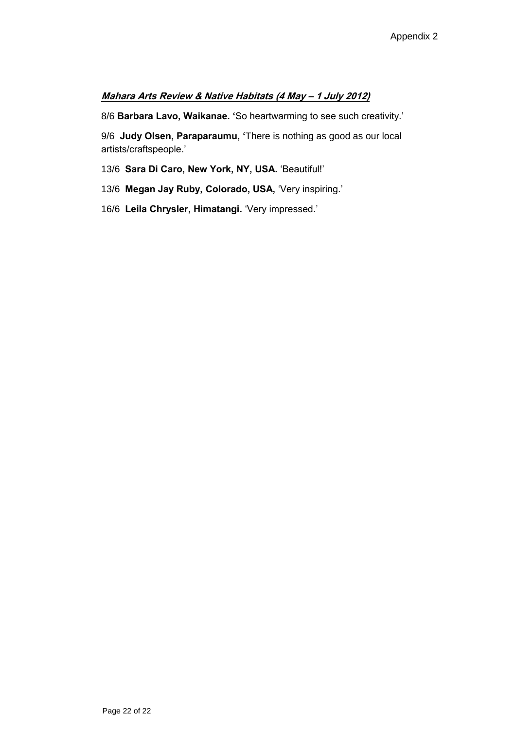Appendix 2

***<u>Mahara Arts Review & Native Habitats (4 May – 1 July 2012)</u>***

8/6 **Barbara Lavo, Waikanae. '**So heartwarming to see such creativity.'

9/6 **Judy Olsen, Paraparaumu, '**There is nothing as good as our local artists/craftspeople.'

13/6 **Sara Di Caro, New York, NY, USA.** 'Beautiful!'

13/6 **Megan Jay Ruby, Colorado, USA,** 'Very inspiring.'

16/6 **Leila Chrysler, Himatangi.** 'Very impressed.'